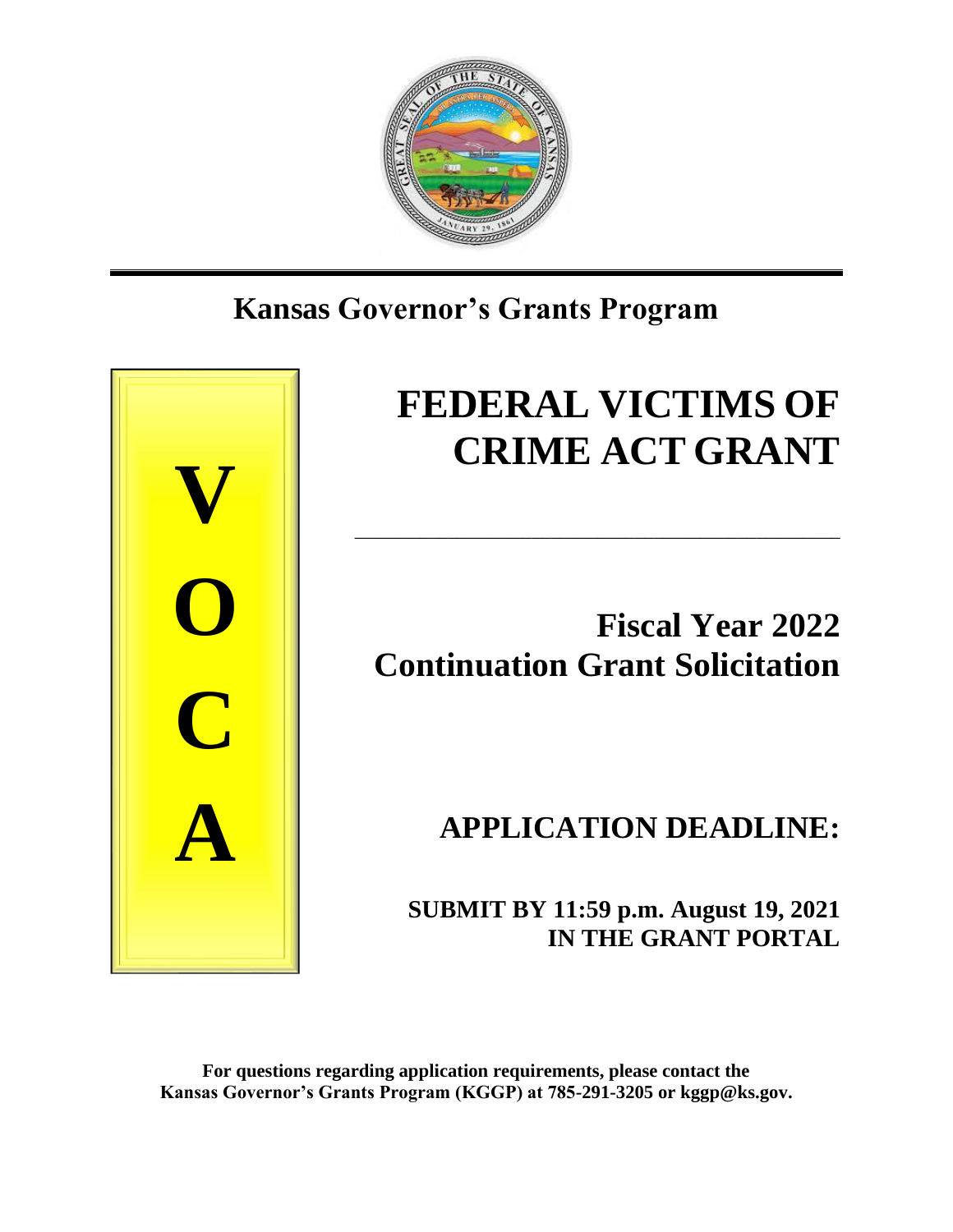## Kansas Governor's Grants Program

**V**
**O**
**C**
**A**

# FEDERAL VICTIMS OF CRIME ACT GRANT

## Fiscal Year 2022 Continuation Grant Solicitation

## APPLICATION DEADLINE:

**SUBMIT BY 11:59 p.m. August 19, 2021 IN THE GRANT PORTAL**

**For questions regarding application requirements, please contact the Kansas Governor's Grants Program (KGGP) at 785-291-3205 or kggp@ks.gov.**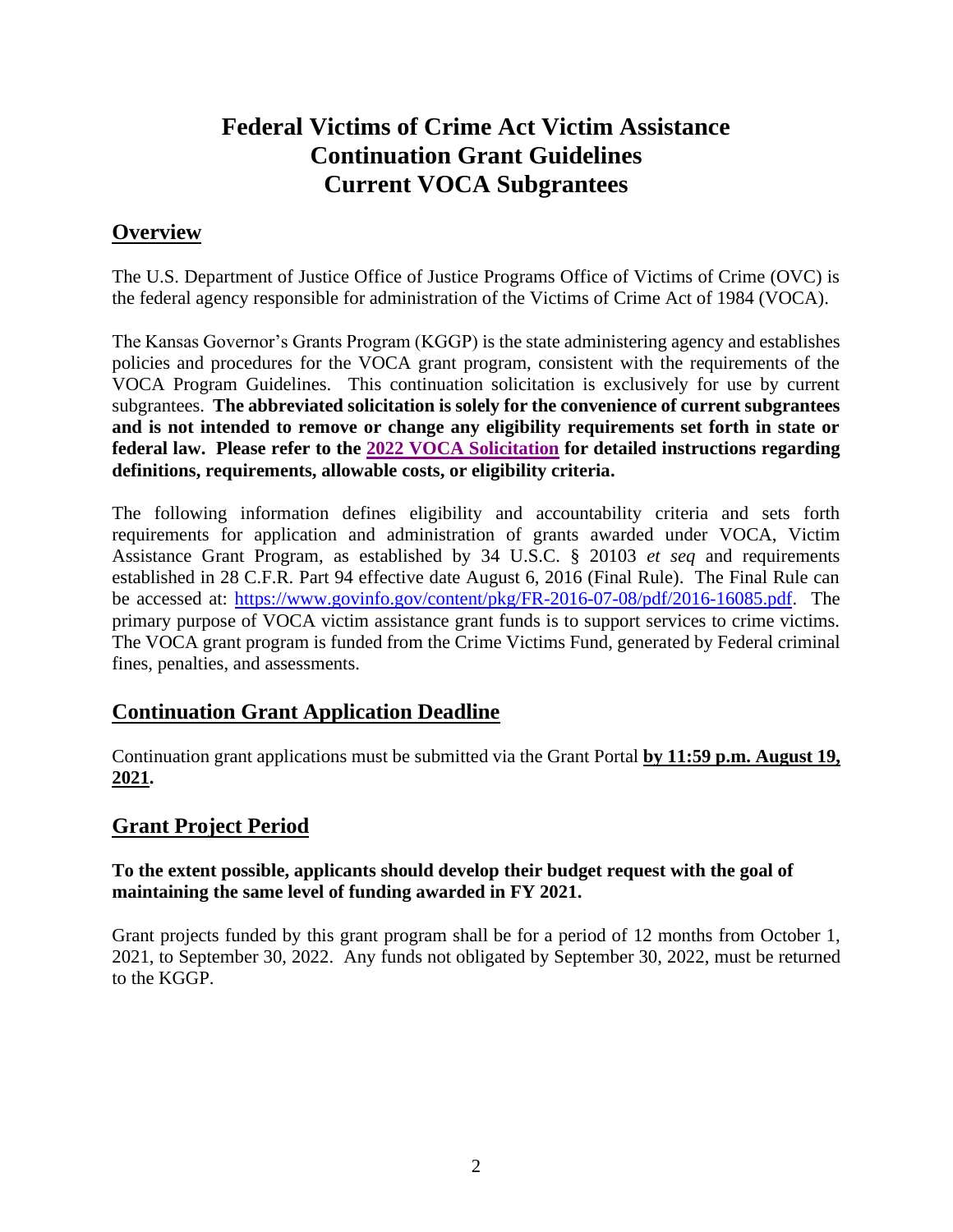# Federal Victims of Crime Act Victim Assistance Continuation Grant Guidelines Current VOCA Subgrantees

## Overview

The U.S. Department of Justice Office of Justice Programs Office of Victims of Crime (OVC) is the federal agency responsible for administration of the Victims of Crime Act of 1984 (VOCA).

The Kansas Governor's Grants Program (KGGP) is the state administering agency and establishes policies and procedures for the VOCA grant program, consistent with the requirements of the VOCA Program Guidelines. This continuation solicitation is exclusively for use by current subgrantees. **The abbreviated solicitation is solely for the convenience of current subgrantees and is not intended to remove or change any eligibility requirements set forth in state or federal law. Please refer to the [2022 VOCA Solicitation] for detailed instructions regarding definitions, requirements, allowable costs, or eligibility criteria.**

The following information defines eligibility and accountability criteria and sets forth requirements for application and administration of grants awarded under VOCA, Victim Assistance Grant Program, as established by 34 U.S.C. § 20103 *et seq* and requirements established in 28 C.F.R. Part 94 effective date August 6, 2016 (Final Rule). The Final Rule can be accessed at: https://www.govinfo.gov/content/pkg/FR-2016-07-08/pdf/2016-16085.pdf. The primary purpose of VOCA victim assistance grant funds is to support services to crime victims. The VOCA grant program is funded from the Crime Victims Fund, generated by Federal criminal fines, penalties, and assessments.

## Continuation Grant Application Deadline

Continuation grant applications must be submitted via the Grant Portal **by 11:59 p.m. August 19, 2021.**

## Grant Project Period

**To the extent possible, applicants should develop their budget request with the goal of maintaining the same level of funding awarded in FY 2021.**

Grant projects funded by this grant program shall be for a period of 12 months from October 1, 2021, to September 30, 2022. Any funds not obligated by September 30, 2022, must be returned to the KGGP.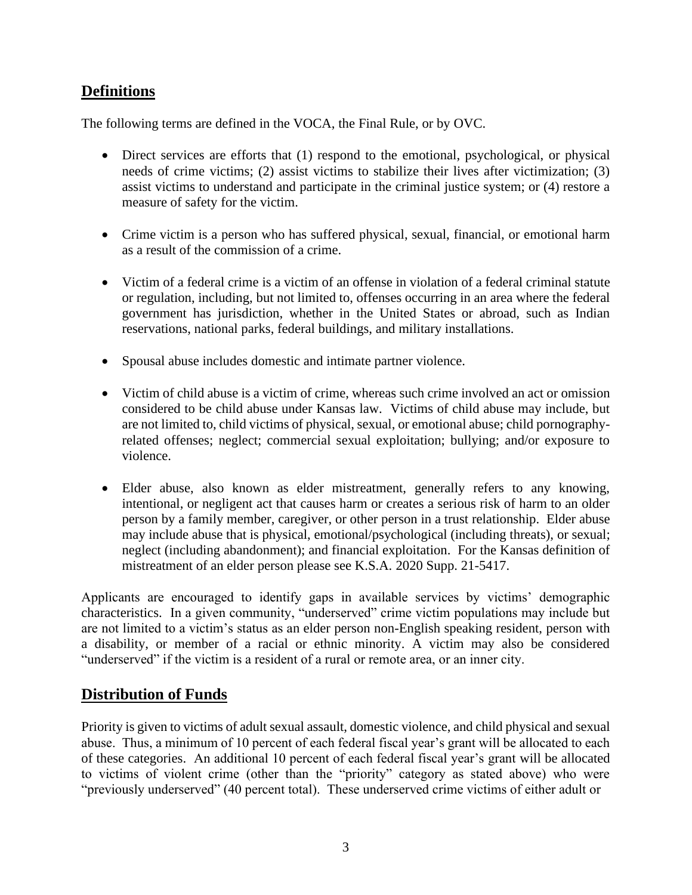## Definitions

The following terms are defined in the VOCA, the Final Rule, or by OVC.

- Direct services are efforts that (1) respond to the emotional, psychological, or physical needs of crime victims; (2) assist victims to stabilize their lives after victimization; (3) assist victims to understand and participate in the criminal justice system; or (4) restore a measure of safety for the victim.

- Crime victim is a person who has suffered physical, sexual, financial, or emotional harm as a result of the commission of a crime.

- Victim of a federal crime is a victim of an offense in violation of a federal criminal statute or regulation, including, but not limited to, offenses occurring in an area where the federal government has jurisdiction, whether in the United States or abroad, such as Indian reservations, national parks, federal buildings, and military installations.

- Spousal abuse includes domestic and intimate partner violence.

- Victim of child abuse is a victim of crime, whereas such crime involved an act or omission considered to be child abuse under Kansas law. Victims of child abuse may include, but are not limited to, child victims of physical, sexual, or emotional abuse; child pornography-related offenses; neglect; commercial sexual exploitation; bullying; and/or exposure to violence.

- Elder abuse, also known as elder mistreatment, generally refers to any knowing, intentional, or negligent act that causes harm or creates a serious risk of harm to an older person by a family member, caregiver, or other person in a trust relationship. Elder abuse may include abuse that is physical, emotional/psychological (including threats), or sexual; neglect (including abandonment); and financial exploitation. For the Kansas definition of mistreatment of an elder person please see K.S.A. 2020 Supp. 21-5417.

Applicants are encouraged to identify gaps in available services by victims' demographic characteristics. In a given community, "underserved" crime victim populations may include but are not limited to a victim's status as an elder person non-English speaking resident, person with a disability, or member of a racial or ethnic minority. A victim may also be considered "underserved" if the victim is a resident of a rural or remote area, or an inner city.

## Distribution of Funds

Priority is given to victims of adult sexual assault, domestic violence, and child physical and sexual abuse. Thus, a minimum of 10 percent of each federal fiscal year's grant will be allocated to each of these categories. An additional 10 percent of each federal fiscal year's grant will be allocated to victims of violent crime (other than the "priority" category as stated above) who were "previously underserved" (40 percent total). These underserved crime victims of either adult or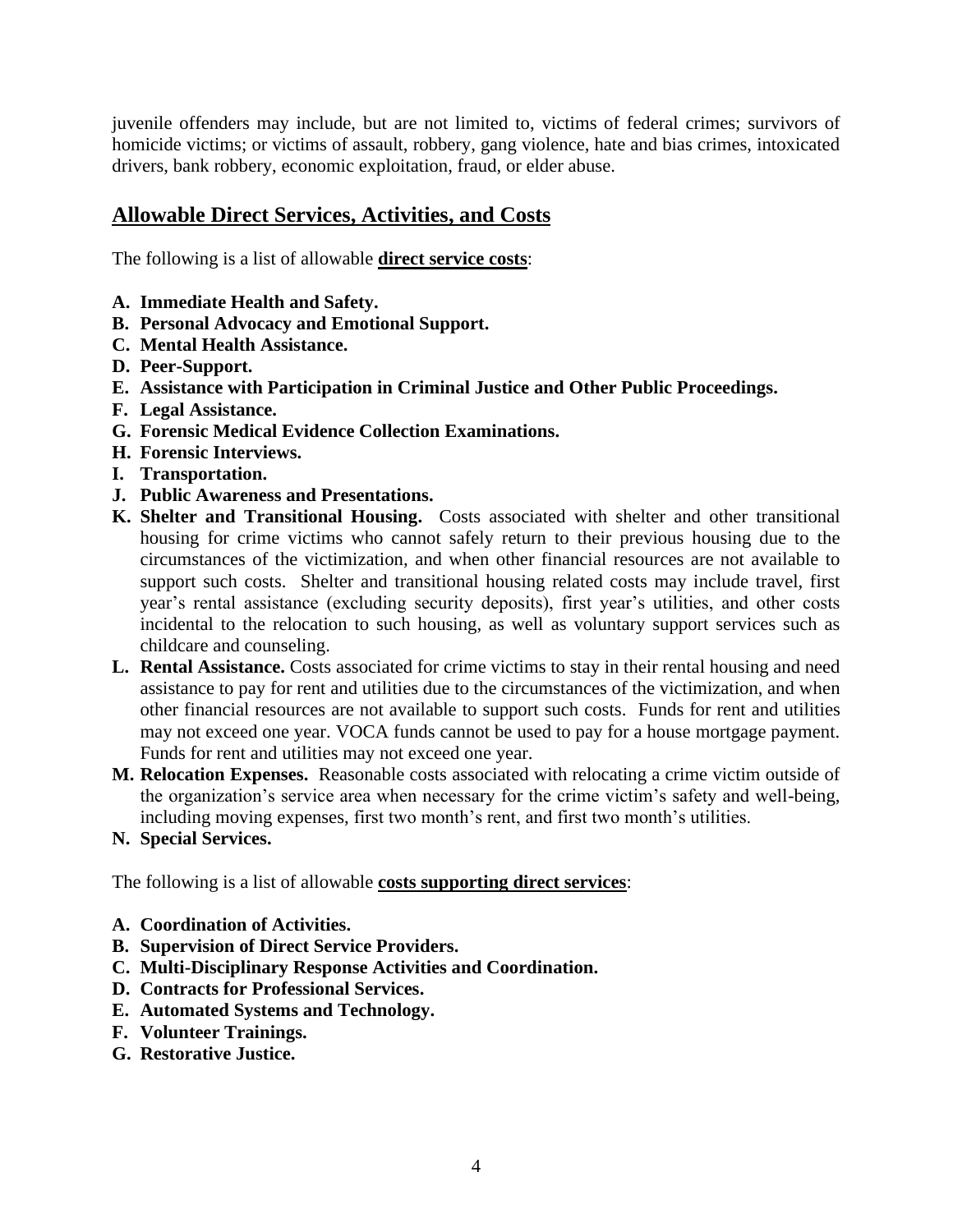juvenile offenders may include, but are not limited to, victims of federal crimes; survivors of homicide victims; or victims of assault, robbery, gang violence, hate and bias crimes, intoxicated drivers, bank robbery, economic exploitation, fraud, or elder abuse.

## Allowable Direct Services, Activities, and Costs

The following is a list of allowable **direct service costs**:

- **A. Immediate Health and Safety.**
- **B. Personal Advocacy and Emotional Support.**
- **C. Mental Health Assistance.**
- **D. Peer-Support.**
- **E. Assistance with Participation in Criminal Justice and Other Public Proceedings.**
- **F. Legal Assistance.**
- **G. Forensic Medical Evidence Collection Examinations.**
- **H. Forensic Interviews.**
- **I. Transportation.**
- **J. Public Awareness and Presentations.**
- **K. Shelter and Transitional Housing.** Costs associated with shelter and other transitional housing for crime victims who cannot safely return to their previous housing due to the circumstances of the victimization, and when other financial resources are not available to support such costs. Shelter and transitional housing related costs may include travel, first year's rental assistance (excluding security deposits), first year's utilities, and other costs incidental to the relocation to such housing, as well as voluntary support services such as childcare and counseling.
- **L. Rental Assistance.** Costs associated for crime victims to stay in their rental housing and need assistance to pay for rent and utilities due to the circumstances of the victimization, and when other financial resources are not available to support such costs. Funds for rent and utilities may not exceed one year. VOCA funds cannot be used to pay for a house mortgage payment. Funds for rent and utilities may not exceed one year.
- **M. Relocation Expenses.** Reasonable costs associated with relocating a crime victim outside of the organization's service area when necessary for the crime victim's safety and well-being, including moving expenses, first two month's rent, and first two month's utilities.
- **N. Special Services.**

The following is a list of allowable **costs supporting direct services**:

- **A. Coordination of Activities.**
- **B. Supervision of Direct Service Providers.**
- **C. Multi-Disciplinary Response Activities and Coordination.**
- **D. Contracts for Professional Services.**
- **E. Automated Systems and Technology.**
- **F. Volunteer Trainings.**
- **G. Restorative Justice.**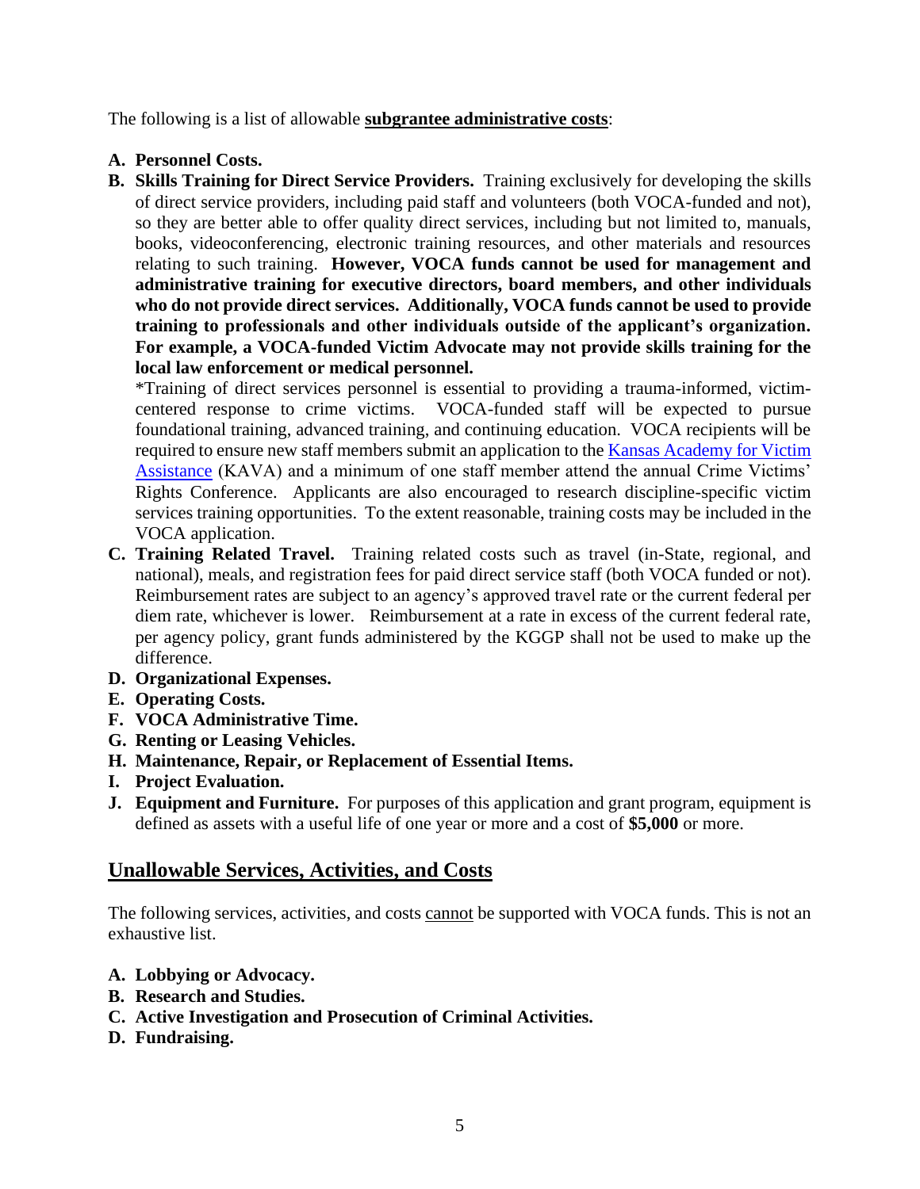The following is a list of allowable **subgrantee administrative costs**:

- **A. Personnel Costs.**
- **B. Skills Training for Direct Service Providers.** Training exclusively for developing the skills of direct service providers, including paid staff and volunteers (both VOCA-funded and not), so they are better able to offer quality direct services, including but not limited to, manuals, books, videoconferencing, electronic training resources, and other materials and resources relating to such training. **However, VOCA funds cannot be used for management and administrative training for executive directors, board members, and other individuals who do not provide direct services. Additionally, VOCA funds cannot be used to provide training to professionals and other individuals outside of the applicant's organization. For example, a VOCA-funded Victim Advocate may not provide skills training for the local law enforcement or medical personnel.**

  *Training of direct services personnel is essential to providing a trauma-informed, victim-centered response to crime victims. VOCA-funded staff will be expected to pursue foundational training, advanced training, and continuing education. VOCA recipients will be required to ensure new staff members submit an application to the Kansas Academy for Victim Assistance (KAVA) and a minimum of one staff member attend the annual Crime Victims' Rights Conference. Applicants are also encouraged to research discipline-specific victim services training opportunities. To the extent reasonable, training costs may be included in the VOCA application.
- **C. Training Related Travel.** Training related costs such as travel (in-State, regional, and national), meals, and registration fees for paid direct service staff (both VOCA funded or not). Reimbursement rates are subject to an agency's approved travel rate or the current federal per diem rate, whichever is lower. Reimbursement at a rate in excess of the current federal rate, per agency policy, grant funds administered by the KGGP shall not be used to make up the difference.
- **D. Organizational Expenses.**
- **E. Operating Costs.**
- **F. VOCA Administrative Time.**
- **G. Renting or Leasing Vehicles.**
- **H. Maintenance, Repair, or Replacement of Essential Items.**
- **I. Project Evaluation.**
- **J. Equipment and Furniture.** For purposes of this application and grant program, equipment is defined as assets with a useful life of one year or more and a cost of **$5,000** or more.

## Unallowable Services, Activities, and Costs

The following services, activities, and costs cannot be supported with VOCA funds. This is not an exhaustive list.

- **A. Lobbying or Advocacy.**
- **B. Research and Studies.**
- **C. Active Investigation and Prosecution of Criminal Activities.**
- **D. Fundraising.**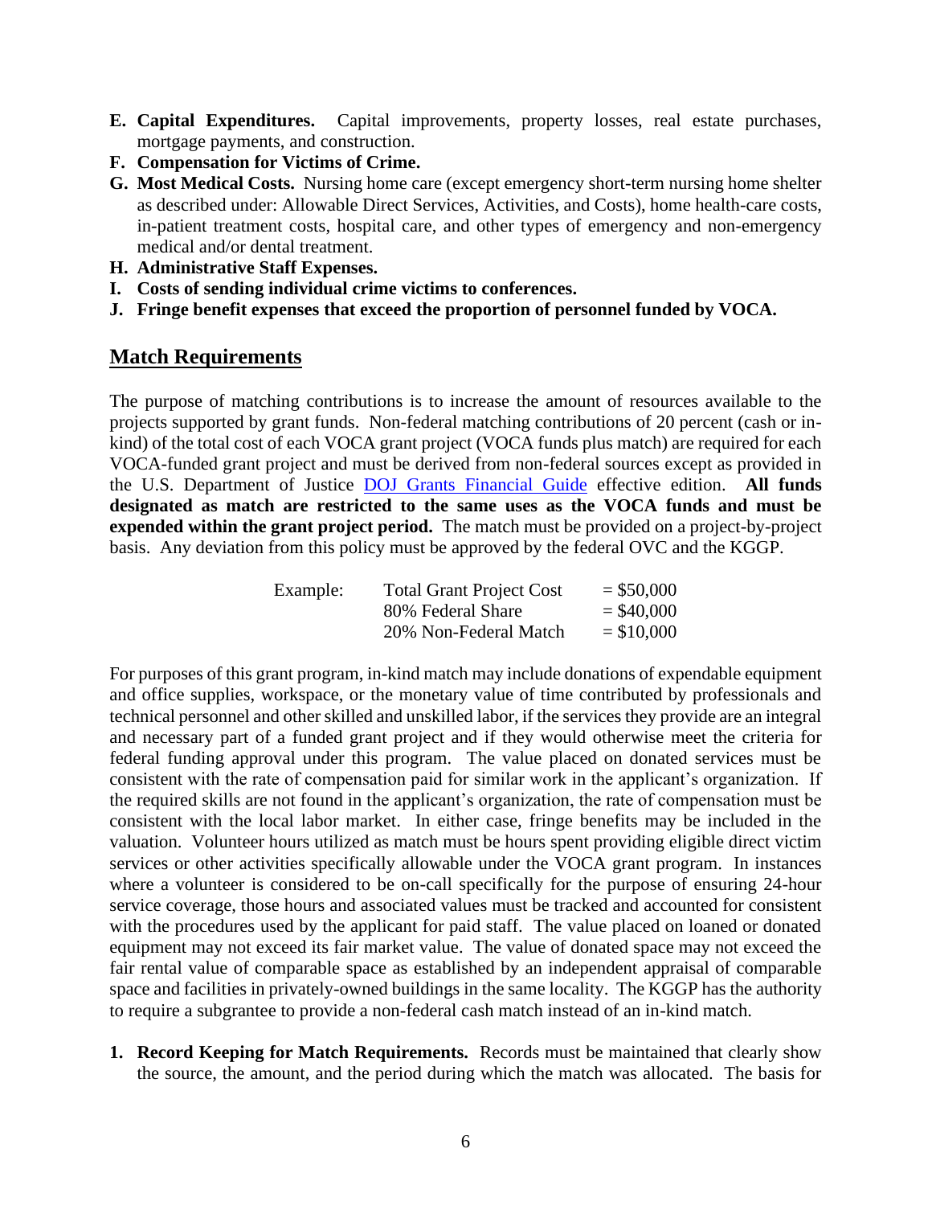**E. Capital Expenditures.** Capital improvements, property losses, real estate purchases, mortgage payments, and construction.

**F. Compensation for Victims of Crime.**

**G. Most Medical Costs.** Nursing home care (except emergency short-term nursing home shelter as described under: Allowable Direct Services, Activities, and Costs), home health-care costs, in-patient treatment costs, hospital care, and other types of emergency and non-emergency medical and/or dental treatment.

**H. Administrative Staff Expenses.**

**I. Costs of sending individual crime victims to conferences.**

**J. Fringe benefit expenses that exceed the proportion of personnel funded by VOCA.**

## Match Requirements

The purpose of matching contributions is to increase the amount of resources available to the projects supported by grant funds. Non-federal matching contributions of 20 percent (cash or in-kind) of the total cost of each VOCA grant project (VOCA funds plus match) are required for each VOCA-funded grant project and must be derived from non-federal sources except as provided in the U.S. Department of Justice [DOJ Grants Financial Guide]() effective edition. **All funds designated as match are restricted to the same uses as the VOCA funds and must be expended within the grant project period.** The match must be provided on a project-by-project basis. Any deviation from this policy must be approved by the federal OVC and the KGGP.

| Example: | | |
|---|---|---|
| | Total Grant Project Cost | = $50,000 |
| | 80% Federal Share | = $40,000 |
| | 20% Non-Federal Match | = $10,000 |

For purposes of this grant program, in-kind match may include donations of expendable equipment and office supplies, workspace, or the monetary value of time contributed by professionals and technical personnel and other skilled and unskilled labor, if the services they provide are an integral and necessary part of a funded grant project and if they would otherwise meet the criteria for federal funding approval under this program. The value placed on donated services must be consistent with the rate of compensation paid for similar work in the applicant's organization. If the required skills are not found in the applicant's organization, the rate of compensation must be consistent with the local labor market. In either case, fringe benefits may be included in the valuation. Volunteer hours utilized as match must be hours spent providing eligible direct victim services or other activities specifically allowable under the VOCA grant program. In instances where a volunteer is considered to be on-call specifically for the purpose of ensuring 24-hour service coverage, those hours and associated values must be tracked and accounted for consistent with the procedures used by the applicant for paid staff. The value placed on loaned or donated equipment may not exceed its fair market value. The value of donated space may not exceed the fair rental value of comparable space as established by an independent appraisal of comparable space and facilities in privately-owned buildings in the same locality. The KGGP has the authority to require a subgrantee to provide a non-federal cash match instead of an in-kind match.

1. **Record Keeping for Match Requirements.** Records must be maintained that clearly show the source, the amount, and the period during which the match was allocated. The basis for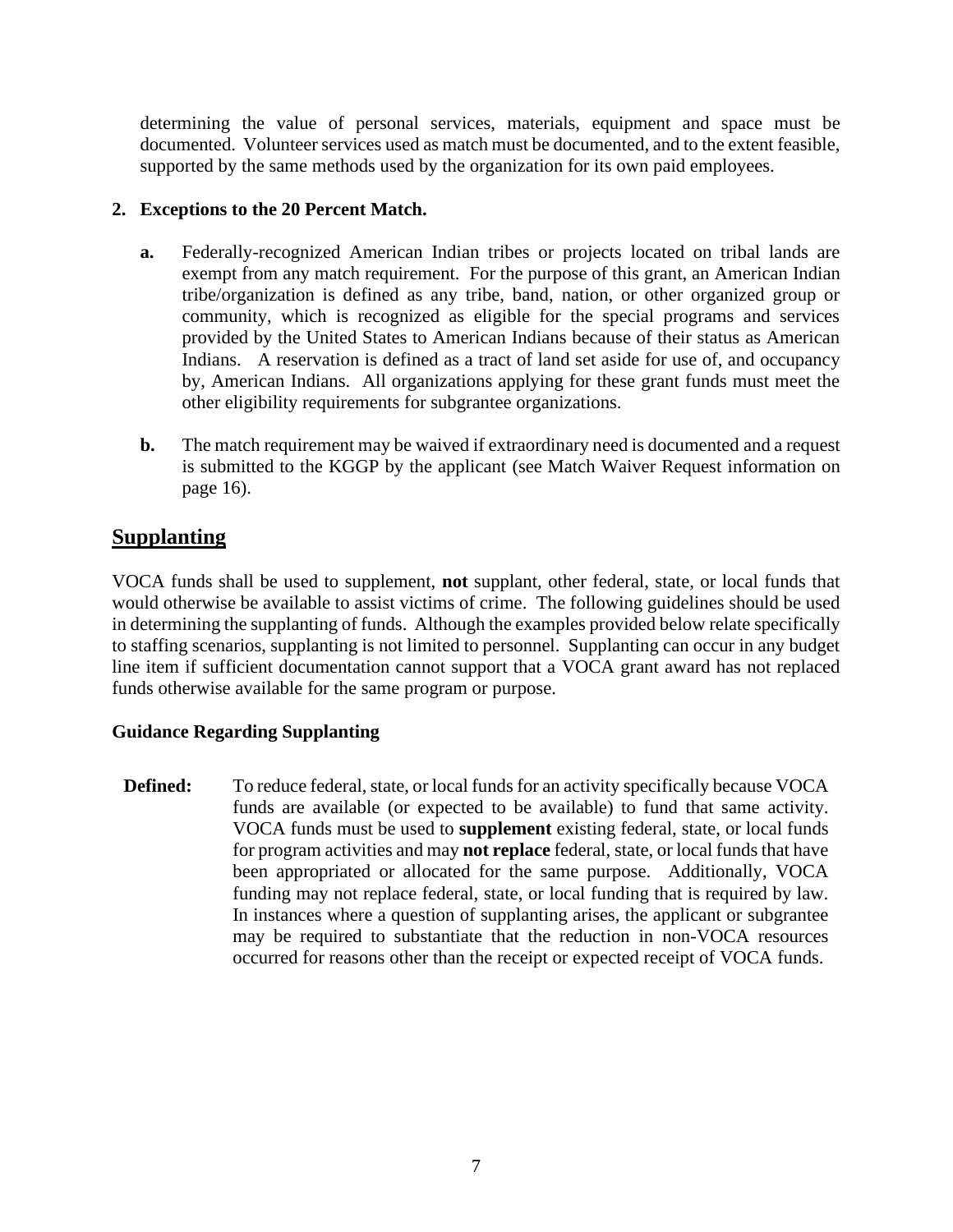determining the value of personal services, materials, equipment and space must be documented. Volunteer services used as match must be documented, and to the extent feasible, supported by the same methods used by the organization for its own paid employees.

**2. Exceptions to the 20 Percent Match.**

- **a.** Federally-recognized American Indian tribes or projects located on tribal lands are exempt from any match requirement. For the purpose of this grant, an American Indian tribe/organization is defined as any tribe, band, nation, or other organized group or community, which is recognized as eligible for the special programs and services provided by the United States to American Indians because of their status as American Indians. A reservation is defined as a tract of land set aside for use of, and occupancy by, American Indians. All organizations applying for these grant funds must meet the other eligibility requirements for subgrantee organizations.

- **b.** The match requirement may be waived if extraordinary need is documented and a request is submitted to the KGGP by the applicant (see Match Waiver Request information on page 16).

## Supplanting

VOCA funds shall be used to supplement, **not** supplant, other federal, state, or local funds that would otherwise be available to assist victims of crime. The following guidelines should be used in determining the supplanting of funds. Although the examples provided below relate specifically to staffing scenarios, supplanting is not limited to personnel. Supplanting can occur in any budget line item if sufficient documentation cannot support that a VOCA grant award has not replaced funds otherwise available for the same program or purpose.

### Guidance Regarding Supplanting

**Defined:** To reduce federal, state, or local funds for an activity specifically because VOCA funds are available (or expected to be available) to fund that same activity. VOCA funds must be used to **supplement** existing federal, state, or local funds for program activities and may **not replace** federal, state, or local funds that have been appropriated or allocated for the same purpose. Additionally, VOCA funding may not replace federal, state, or local funding that is required by law. In instances where a question of supplanting arises, the applicant or subgrantee may be required to substantiate that the reduction in non-VOCA resources occurred for reasons other than the receipt or expected receipt of VOCA funds.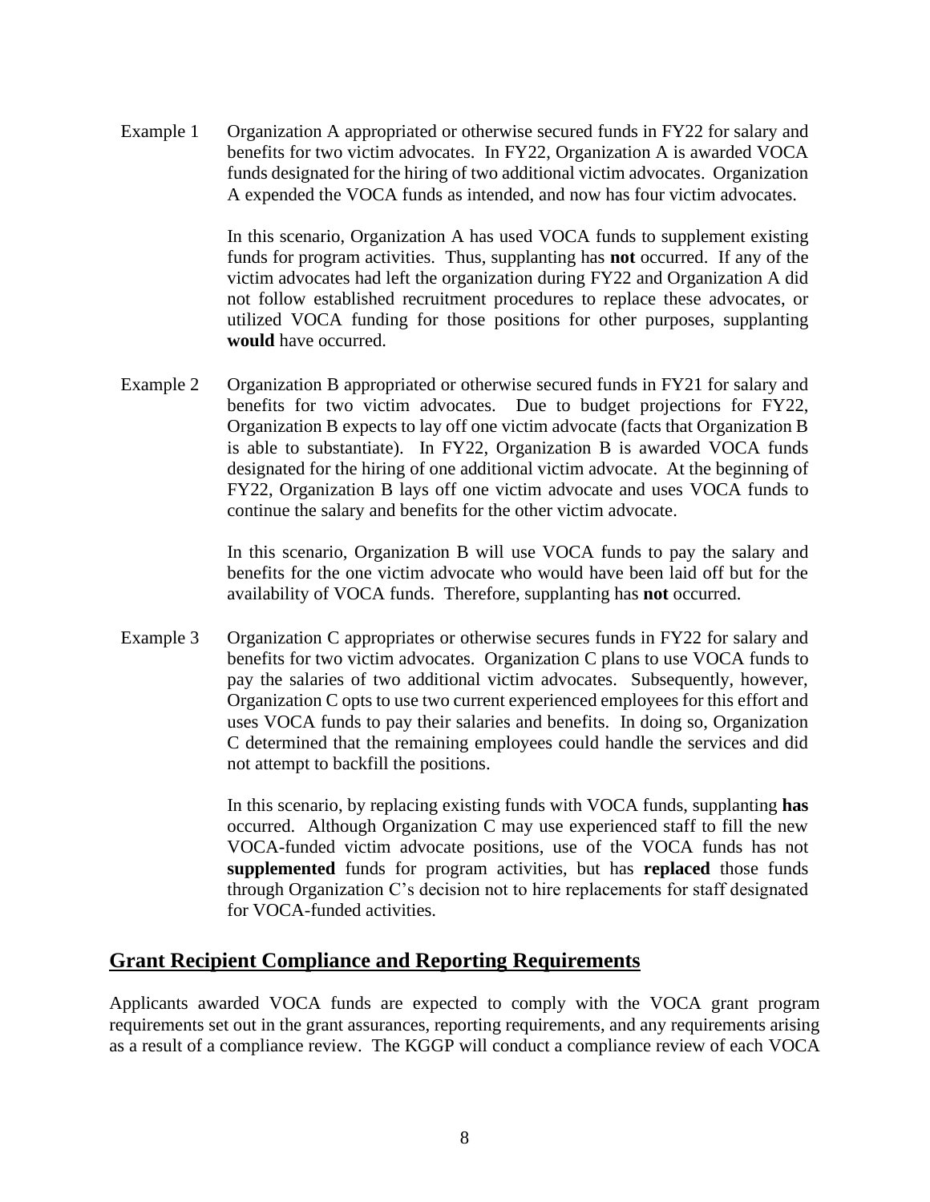Example 1 Organization A appropriated or otherwise secured funds in FY22 for salary and benefits for two victim advocates. In FY22, Organization A is awarded VOCA funds designated for the hiring of two additional victim advocates. Organization A expended the VOCA funds as intended, and now has four victim advocates.

In this scenario, Organization A has used VOCA funds to supplement existing funds for program activities. Thus, supplanting has **not** occurred. If any of the victim advocates had left the organization during FY22 and Organization A did not follow established recruitment procedures to replace these advocates, or utilized VOCA funding for those positions for other purposes, supplanting **would** have occurred.

Example 2 Organization B appropriated or otherwise secured funds in FY21 for salary and benefits for two victim advocates. Due to budget projections for FY22, Organization B expects to lay off one victim advocate (facts that Organization B is able to substantiate). In FY22, Organization B is awarded VOCA funds designated for the hiring of one additional victim advocate. At the beginning of FY22, Organization B lays off one victim advocate and uses VOCA funds to continue the salary and benefits for the other victim advocate.

In this scenario, Organization B will use VOCA funds to pay the salary and benefits for the one victim advocate who would have been laid off but for the availability of VOCA funds. Therefore, supplanting has **not** occurred.

Example 3 Organization C appropriates or otherwise secures funds in FY22 for salary and benefits for two victim advocates. Organization C plans to use VOCA funds to pay the salaries of two additional victim advocates. Subsequently, however, Organization C opts to use two current experienced employees for this effort and uses VOCA funds to pay their salaries and benefits. In doing so, Organization C determined that the remaining employees could handle the services and did not attempt to backfill the positions.

In this scenario, by replacing existing funds with VOCA funds, supplanting **has** occurred. Although Organization C may use experienced staff to fill the new VOCA-funded victim advocate positions, use of the VOCA funds has not **supplemented** funds for program activities, but has **replaced** those funds through Organization C's decision not to hire replacements for staff designated for VOCA-funded activities.

## Grant Recipient Compliance and Reporting Requirements

Applicants awarded VOCA funds are expected to comply with the VOCA grant program requirements set out in the grant assurances, reporting requirements, and any requirements arising as a result of a compliance review. The KGGP will conduct a compliance review of each VOCA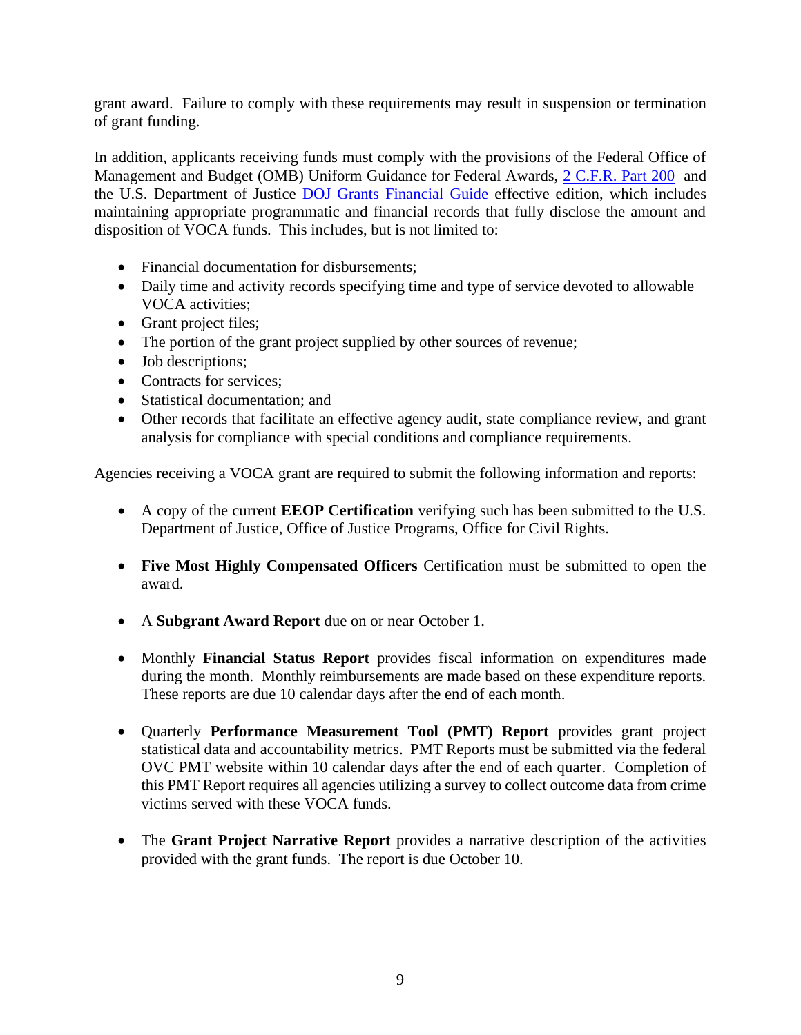grant award. Failure to comply with these requirements may result in suspension or termination of grant funding.

In addition, applicants receiving funds must comply with the provisions of the Federal Office of Management and Budget (OMB) Uniform Guidance for Federal Awards, [2 C.F.R. Part 200](#) and the U.S. Department of Justice [DOJ Grants Financial Guide](#) effective edition, which includes maintaining appropriate programmatic and financial records that fully disclose the amount and disposition of VOCA funds. This includes, but is not limited to:

- Financial documentation for disbursements;
- Daily time and activity records specifying time and type of service devoted to allowable VOCA activities;
- Grant project files;
- The portion of the grant project supplied by other sources of revenue;
- Job descriptions;
- Contracts for services;
- Statistical documentation; and
- Other records that facilitate an effective agency audit, state compliance review, and grant analysis for compliance with special conditions and compliance requirements.

Agencies receiving a VOCA grant are required to submit the following information and reports:

- A copy of the current **EEOP Certification** verifying such has been submitted to the U.S. Department of Justice, Office of Justice Programs, Office for Civil Rights.

- **Five Most Highly Compensated Officers** Certification must be submitted to open the award.

- A **Subgrant Award Report** due on or near October 1.

- Monthly **Financial Status Report** provides fiscal information on expenditures made during the month. Monthly reimbursements are made based on these expenditure reports. These reports are due 10 calendar days after the end of each month.

- Quarterly **Performance Measurement Tool (PMT) Report** provides grant project statistical data and accountability metrics. PMT Reports must be submitted via the federal OVC PMT website within 10 calendar days after the end of each quarter. Completion of this PMT Report requires all agencies utilizing a survey to collect outcome data from crime victims served with these VOCA funds.

- The **Grant Project Narrative Report** provides a narrative description of the activities provided with the grant funds. The report is due October 10.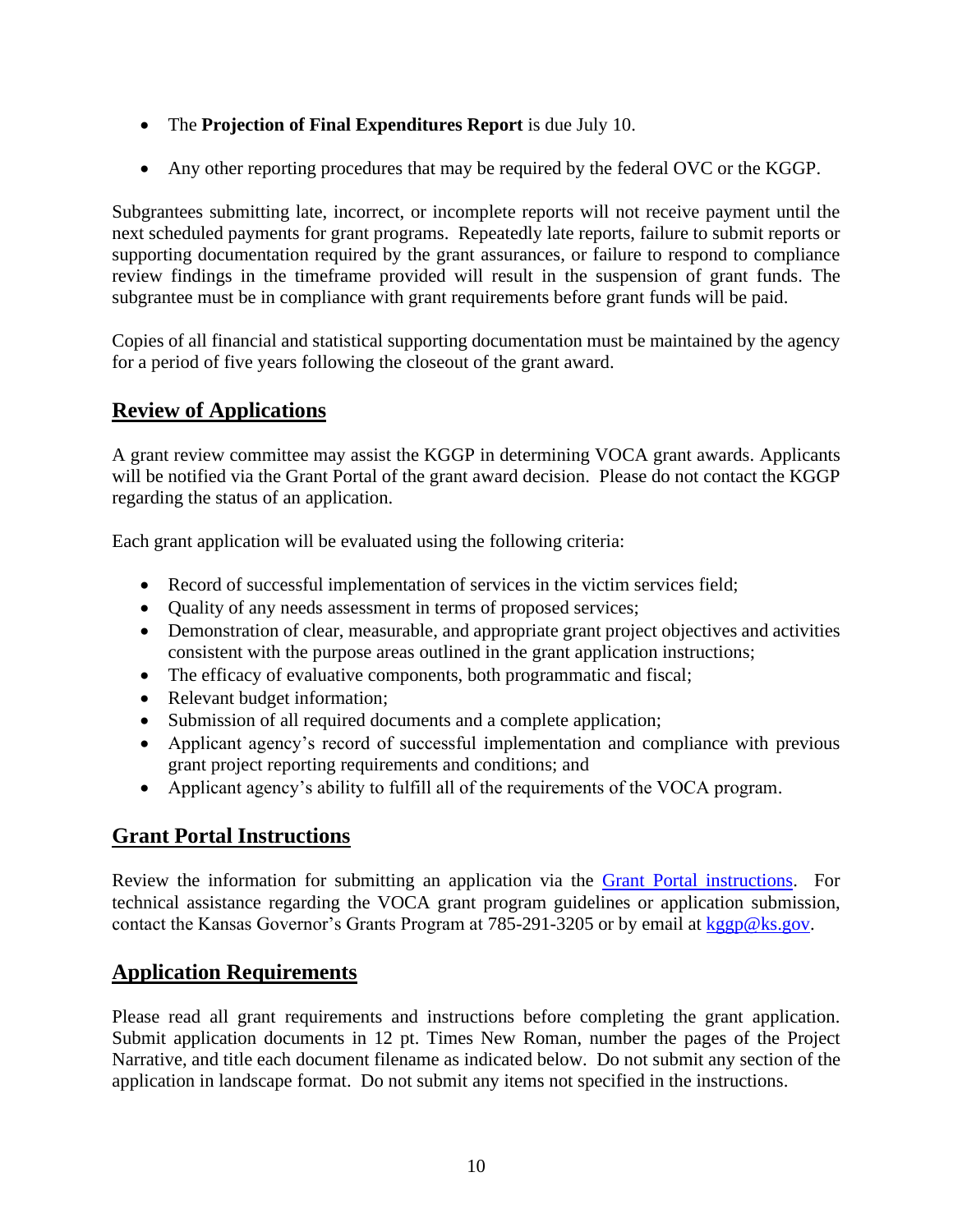- The **Projection of Final Expenditures Report** is due July 10.
- Any other reporting procedures that may be required by the federal OVC or the KGGP.

Subgrantees submitting late, incorrect, or incomplete reports will not receive payment until the next scheduled payments for grant programs. Repeatedly late reports, failure to submit reports or supporting documentation required by the grant assurances, or failure to respond to compliance review findings in the timeframe provided will result in the suspension of grant funds. The subgrantee must be in compliance with grant requirements before grant funds will be paid.

Copies of all financial and statistical supporting documentation must be maintained by the agency for a period of five years following the closeout of the grant award.

## Review of Applications

A grant review committee may assist the KGGP in determining VOCA grant awards. Applicants will be notified via the Grant Portal of the grant award decision. Please do not contact the KGGP regarding the status of an application.

Each grant application will be evaluated using the following criteria:

- Record of successful implementation of services in the victim services field;
- Quality of any needs assessment in terms of proposed services;
- Demonstration of clear, measurable, and appropriate grant project objectives and activities consistent with the purpose areas outlined in the grant application instructions;
- The efficacy of evaluative components, both programmatic and fiscal;
- Relevant budget information;
- Submission of all required documents and a complete application;
- Applicant agency's record of successful implementation and compliance with previous grant project reporting requirements and conditions; and
- Applicant agency's ability to fulfill all of the requirements of the VOCA program.

## Grant Portal Instructions

Review the information for submitting an application via the Grant Portal instructions. For technical assistance regarding the VOCA grant program guidelines or application submission, contact the Kansas Governor's Grants Program at 785-291-3205 or by email at kggp@ks.gov.

## Application Requirements

Please read all grant requirements and instructions before completing the grant application. Submit application documents in 12 pt. Times New Roman, number the pages of the Project Narrative, and title each document filename as indicated below. Do not submit any section of the application in landscape format. Do not submit any items not specified in the instructions.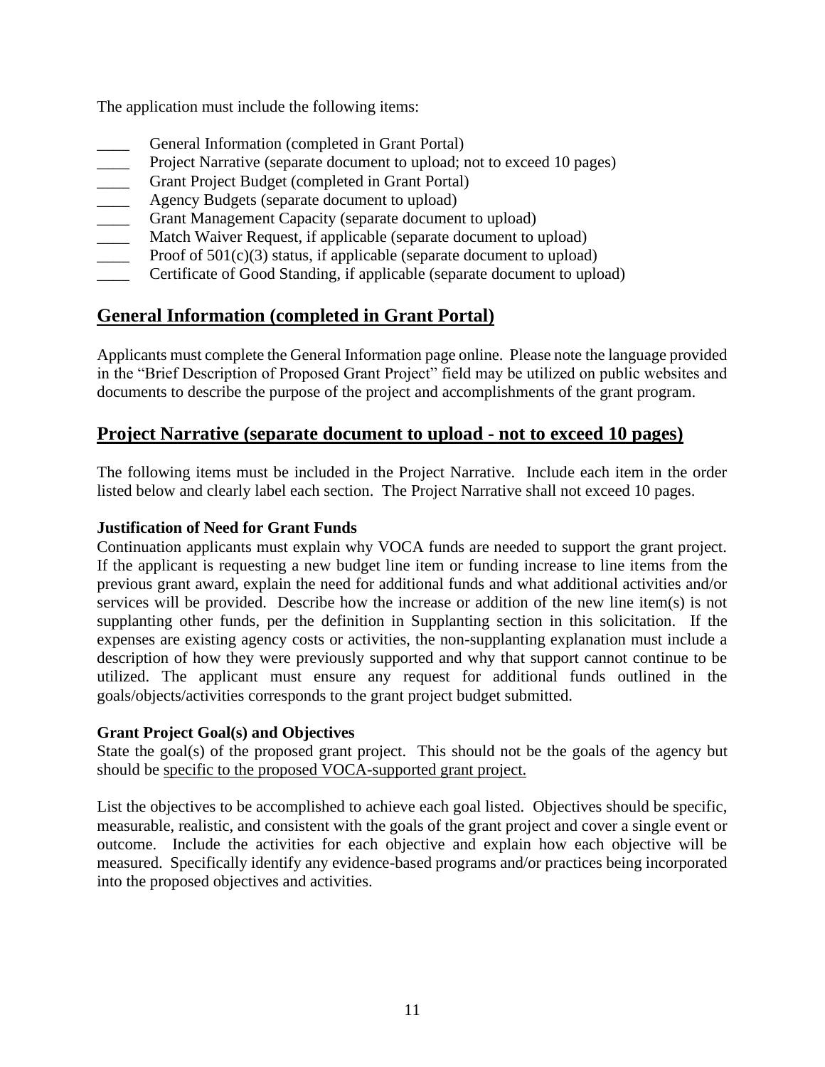The application must include the following items:

- \_\_\_\_ General Information (completed in Grant Portal)
- \_\_\_\_ Project Narrative (separate document to upload; not to exceed 10 pages)
- \_\_\_\_ Grant Project Budget (completed in Grant Portal)
- \_\_\_\_ Agency Budgets (separate document to upload)
- \_\_\_\_ Grant Management Capacity (separate document to upload)
- \_\_\_\_ Match Waiver Request, if applicable (separate document to upload)
- \_\_\_\_ Proof of 501(c)(3) status, if applicable (separate document to upload)
- \_\_\_\_ Certificate of Good Standing, if applicable (separate document to upload)

## General Information (completed in Grant Portal)

Applicants must complete the General Information page online. Please note the language provided in the "Brief Description of Proposed Grant Project" field may be utilized on public websites and documents to describe the purpose of the project and accomplishments of the grant program.

## Project Narrative (separate document to upload - not to exceed 10 pages)

The following items must be included in the Project Narrative. Include each item in the order listed below and clearly label each section. The Project Narrative shall not exceed 10 pages.

**Justification of Need for Grant Funds**

Continuation applicants must explain why VOCA funds are needed to support the grant project. If the applicant is requesting a new budget line item or funding increase to line items from the previous grant award, explain the need for additional funds and what additional activities and/or services will be provided. Describe how the increase or addition of the new line item(s) is not supplanting other funds, per the definition in Supplanting section in this solicitation. If the expenses are existing agency costs or activities, the non-supplanting explanation must include a description of how they were previously supported and why that support cannot continue to be utilized. The applicant must ensure any request for additional funds outlined in the goals/objects/activities corresponds to the grant project budget submitted.

**Grant Project Goal(s) and Objectives**

State the goal(s) of the proposed grant project. This should not be the goals of the agency but should be specific to the proposed VOCA-supported grant project.

List the objectives to be accomplished to achieve each goal listed. Objectives should be specific, measurable, realistic, and consistent with the goals of the grant project and cover a single event or outcome. Include the activities for each objective and explain how each objective will be measured. Specifically identify any evidence-based programs and/or practices being incorporated into the proposed objectives and activities.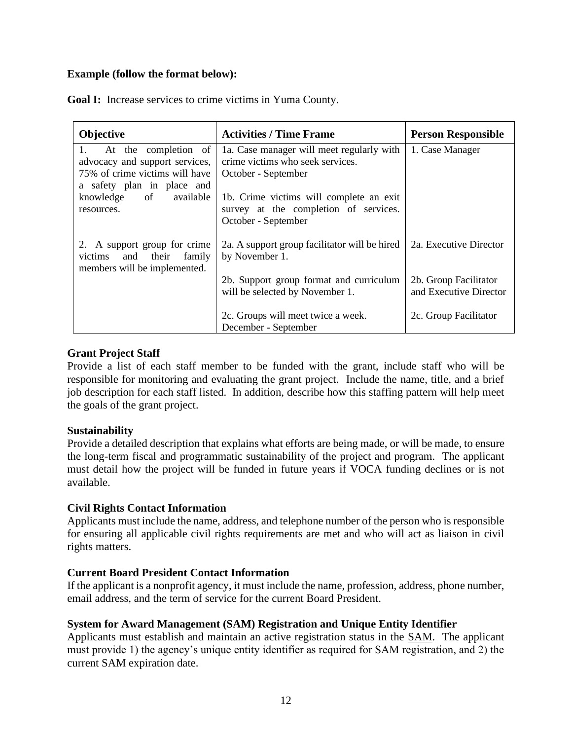**Example (follow the format below):**

**Goal I:** Increase services to crime victims in Yuma County.

| Objective | Activities / Time Frame | Person Responsible |
|---|---|---|
| 1. At the completion of advocacy and support services, 75% of crime victims will have a safety plan in place and knowledge of available resources. | 1a. Case manager will meet regularly with crime victims who seek services. October - September<br><br>1b. Crime victims will complete an exit survey at the completion of services. October - September | 1. Case Manager |
| 2. A support group for crime victims and their family members will be implemented. | 2a. A support group facilitator will be hired by November 1.<br><br>2b. Support group format and curriculum will be selected by November 1.<br><br>2c. Groups will meet twice a week. December - September | 2a. Executive Director<br><br>2b. Group Facilitator and Executive Director<br><br>2c. Group Facilitator |

**Grant Project Staff**

Provide a list of each staff member to be funded with the grant, include staff who will be responsible for monitoring and evaluating the grant project. Include the name, title, and a brief job description for each staff listed. In addition, describe how this staffing pattern will help meet the goals of the grant project.

**Sustainability**

Provide a detailed description that explains what efforts are being made, or will be made, to ensure the long-term fiscal and programmatic sustainability of the project and program. The applicant must detail how the project will be funded in future years if VOCA funding declines or is not available.

**Civil Rights Contact Information**

Applicants must include the name, address, and telephone number of the person who is responsible for ensuring all applicable civil rights requirements are met and who will act as liaison in civil rights matters.

**Current Board President Contact Information**

If the applicant is a nonprofit agency, it must include the name, profession, address, phone number, email address, and the term of service for the current Board President.

**System for Award Management (SAM) Registration and Unique Entity Identifier**

Applicants must establish and maintain an active registration status in the SAM. The applicant must provide 1) the agency's unique entity identifier as required for SAM registration, and 2) the current SAM expiration date.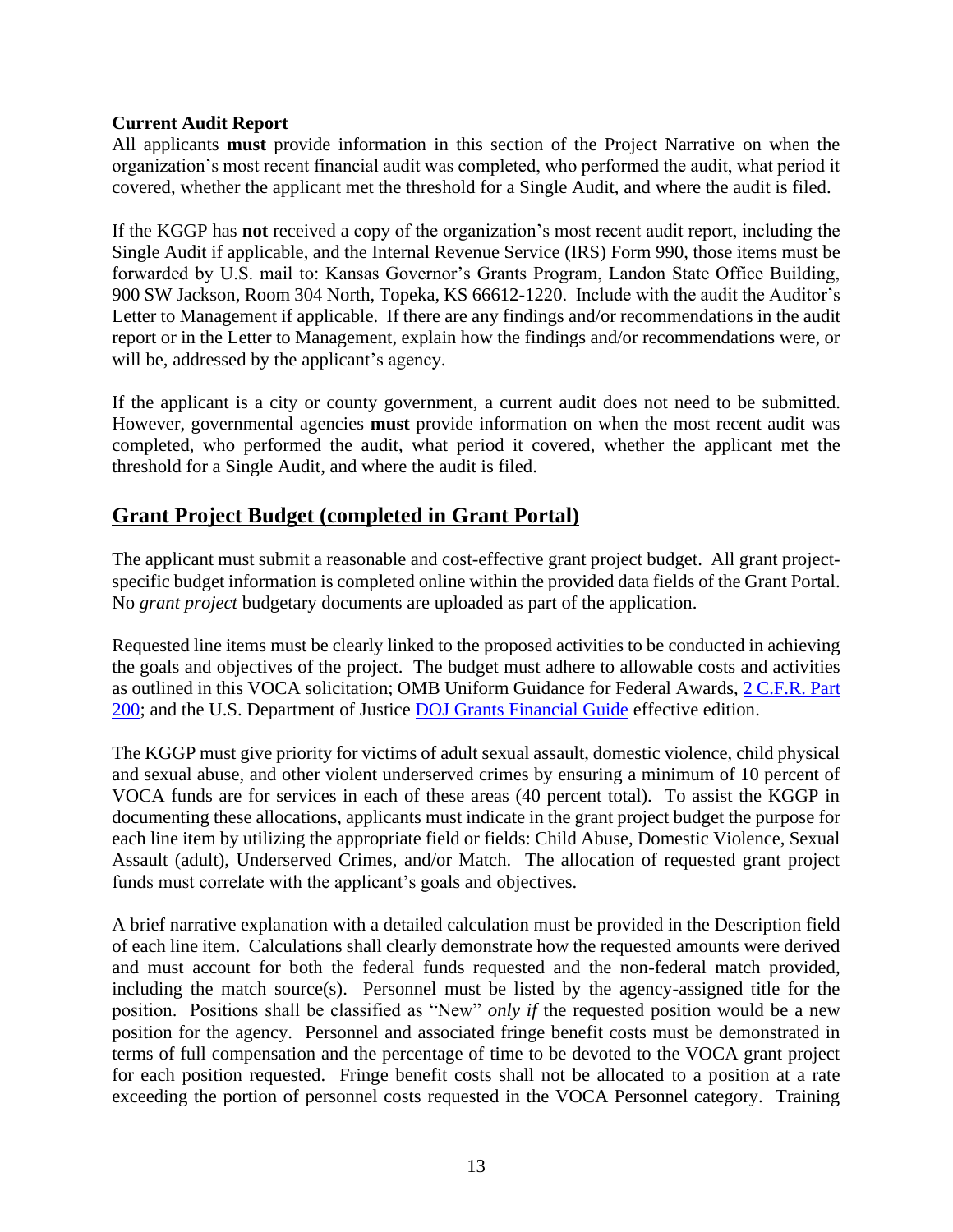**Current Audit Report**

All applicants **must** provide information in this section of the Project Narrative on when the organization's most recent financial audit was completed, who performed the audit, what period it covered, whether the applicant met the threshold for a Single Audit, and where the audit is filed.

If the KGGP has **not** received a copy of the organization's most recent audit report, including the Single Audit if applicable, and the Internal Revenue Service (IRS) Form 990, those items must be forwarded by U.S. mail to: Kansas Governor's Grants Program, Landon State Office Building, 900 SW Jackson, Room 304 North, Topeka, KS 66612-1220. Include with the audit the Auditor's Letter to Management if applicable. If there are any findings and/or recommendations in the audit report or in the Letter to Management, explain how the findings and/or recommendations were, or will be, addressed by the applicant's agency.

If the applicant is a city or county government, a current audit does not need to be submitted. However, governmental agencies **must** provide information on when the most recent audit was completed, who performed the audit, what period it covered, whether the applicant met the threshold for a Single Audit, and where the audit is filed.

## Grant Project Budget (completed in Grant Portal)

The applicant must submit a reasonable and cost-effective grant project budget. All grant project-specific budget information is completed online within the provided data fields of the Grant Portal. No *grant project* budgetary documents are uploaded as part of the application.

Requested line items must be clearly linked to the proposed activities to be conducted in achieving the goals and objectives of the project. The budget must adhere to allowable costs and activities as outlined in this VOCA solicitation; OMB Uniform Guidance for Federal Awards, 2 C.F.R. Part 200; and the U.S. Department of Justice DOJ Grants Financial Guide effective edition.

The KGGP must give priority for victims of adult sexual assault, domestic violence, child physical and sexual abuse, and other violent underserved crimes by ensuring a minimum of 10 percent of VOCA funds are for services in each of these areas (40 percent total). To assist the KGGP in documenting these allocations, applicants must indicate in the grant project budget the purpose for each line item by utilizing the appropriate field or fields: Child Abuse, Domestic Violence, Sexual Assault (adult), Underserved Crimes, and/or Match. The allocation of requested grant project funds must correlate with the applicant's goals and objectives.

A brief narrative explanation with a detailed calculation must be provided in the Description field of each line item. Calculations shall clearly demonstrate how the requested amounts were derived and must account for both the federal funds requested and the non-federal match provided, including the match source(s). Personnel must be listed by the agency-assigned title for the position. Positions shall be classified as "New" *only if* the requested position would be a new position for the agency. Personnel and associated fringe benefit costs must be demonstrated in terms of full compensation and the percentage of time to be devoted to the VOCA grant project for each position requested. Fringe benefit costs shall not be allocated to a position at a rate exceeding the portion of personnel costs requested in the VOCA Personnel category. Training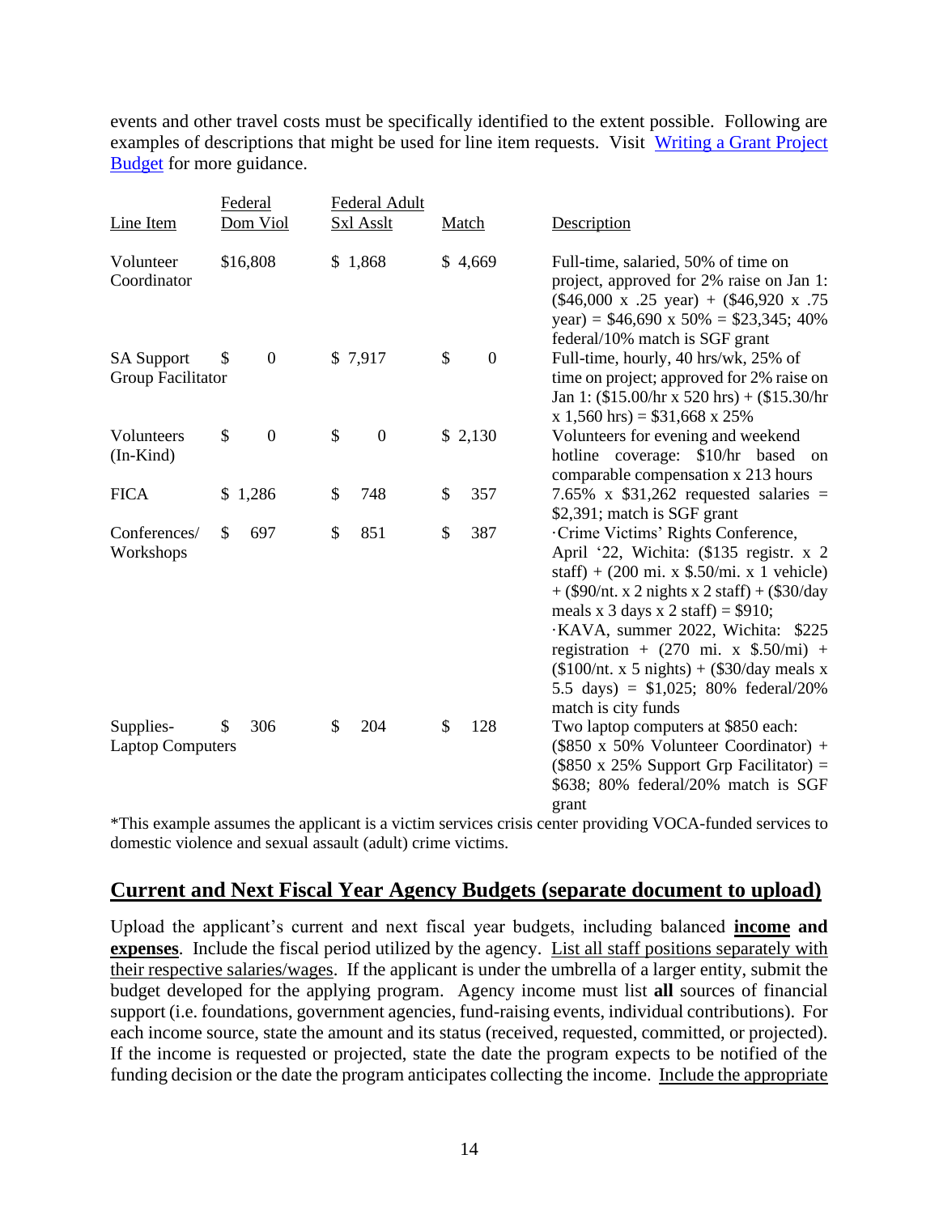events and other travel costs must be specifically identified to the extent possible. Following are examples of descriptions that might be used for line item requests. Visit [Writing a Grant Project Budget]() for more guidance.

| Line Item | Federal Dom Viol | Federal Adult Sxl Asslt | Match | Description |
|---|---|---|---|---|
| Volunteer Coordinator | $16,808 | $ 1,868 | $ 4,669 | Full-time, salaried, 50% of time on project, approved for 2% raise on Jan 1: ($46,000 x .25 year) + ($46,920 x .75 year) = $46,690 x 50% = $23,345; 40% federal/10% match is SGF grant |
| SA Support Group Facilitator | $ 0 | $ 7,917 | $ 0 | Full-time, hourly, 40 hrs/wk, 25% of time on project; approved for 2% raise on Jan 1: ($15.00/hr x 520 hrs) + ($15.30/hr x 1,560 hrs) = $31,668 x 25% |
| Volunteers (In-Kind) | $ 0 | $ 0 | $ 2,130 | Volunteers for evening and weekend hotline coverage: $10/hr based on comparable compensation x 213 hours |
| FICA | $ 1,286 | $ 748 | $ 357 | 7.65% x $31,262 requested salaries = $2,391; match is SGF grant |
| Conferences/ Workshops | $ 697 | $ 851 | $ 387 | ·Crime Victims' Rights Conference, April '22, Wichita: ($135 registr. x 2 staff) + (200 mi. x $.50/mi. x 1 vehicle) + ($90/nt. x 2 nights x 2 staff) + ($30/day meals x 3 days x 2 staff) = $910; ·KAVA, summer 2022, Wichita: $225 registration + (270 mi. x $.50/mi) + ($100/nt. x 5 nights) + ($30/day meals x 5.5 days) = $1,025; 80% federal/20% match is city funds |
| Supplies-Laptop Computers | $ 306 | $ 204 | $ 128 | Two laptop computers at $850 each: ($850 x 50% Volunteer Coordinator) + ($850 x 25% Support Grp Facilitator) = $638; 80% federal/20% match is SGF grant |

*This example assumes the applicant is a victim services crisis center providing VOCA-funded services to domestic violence and sexual assault (adult) crime victims.

## Current and Next Fiscal Year Agency Budgets (separate document to upload)

Upload the applicant's current and next fiscal year budgets, including balanced **income and expenses**. Include the fiscal period utilized by the agency. List all staff positions separately with their respective salaries/wages. If the applicant is under the umbrella of a larger entity, submit the budget developed for the applying program. Agency income must list **all** sources of financial support (i.e. foundations, government agencies, fund-raising events, individual contributions). For each income source, state the amount and its status (received, requested, committed, or projected). If the income is requested or projected, state the date the program expects to be notified of the funding decision or the date the program anticipates collecting the income. Include the appropriate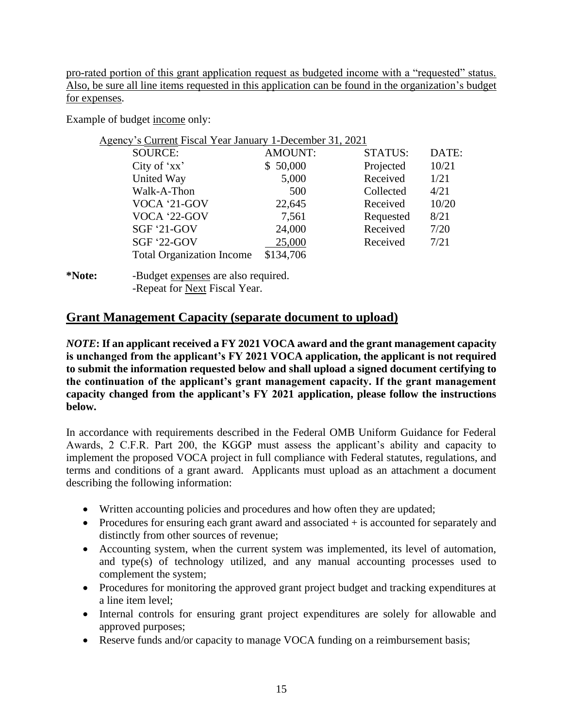pro-rated portion of this grant application request as budgeted income with a "requested" status. Also, be sure all line items requested in this application can be found in the organization's budget for expenses.

Example of budget income only:

Agency's Current Fiscal Year January 1-December 31, 2021

| SOURCE: | AMOUNT: | STATUS: | DATE: |
|---|---|---|---|
| City of 'xx' | $ 50,000 | Projected | 10/21 |
| United Way | 5,000 | Received | 1/21 |
| Walk-A-Thon | 500 | Collected | 4/21 |
| VOCA '21-GOV | 22,645 | Received | 10/20 |
| VOCA '22-GOV | 7,561 | Requested | 8/21 |
| SGF '21-GOV | 24,000 | Received | 7/20 |
| SGF '22-GOV | 25,000 | Received | 7/21 |
| Total Organization Income | $134,706 | | |

**\*Note:** -Budget expenses are also required.
-Repeat for Next Fiscal Year.

## Grant Management Capacity (separate document to upload)

***NOTE*: If an applicant received a FY 2021 VOCA award and the grant management capacity is unchanged from the applicant's FY 2021 VOCA application, the applicant is not required to submit the information requested below and shall upload a signed document certifying to the continuation of the applicant's grant management capacity. If the grant management capacity changed from the applicant's FY 2021 application, please follow the instructions below.**

In accordance with requirements described in the Federal OMB Uniform Guidance for Federal Awards, 2 C.F.R. Part 200, the KGGP must assess the applicant's ability and capacity to implement the proposed VOCA project in full compliance with Federal statutes, regulations, and terms and conditions of a grant award. Applicants must upload as an attachment a document describing the following information:

- Written accounting policies and procedures and how often they are updated;
- Procedures for ensuring each grant award and associated + is accounted for separately and distinctly from other sources of revenue;
- Accounting system, when the current system was implemented, its level of automation, and type(s) of technology utilized, and any manual accounting processes used to complement the system;
- Procedures for monitoring the approved grant project budget and tracking expenditures at a line item level;
- Internal controls for ensuring grant project expenditures are solely for allowable and approved purposes;
- Reserve funds and/or capacity to manage VOCA funding on a reimbursement basis;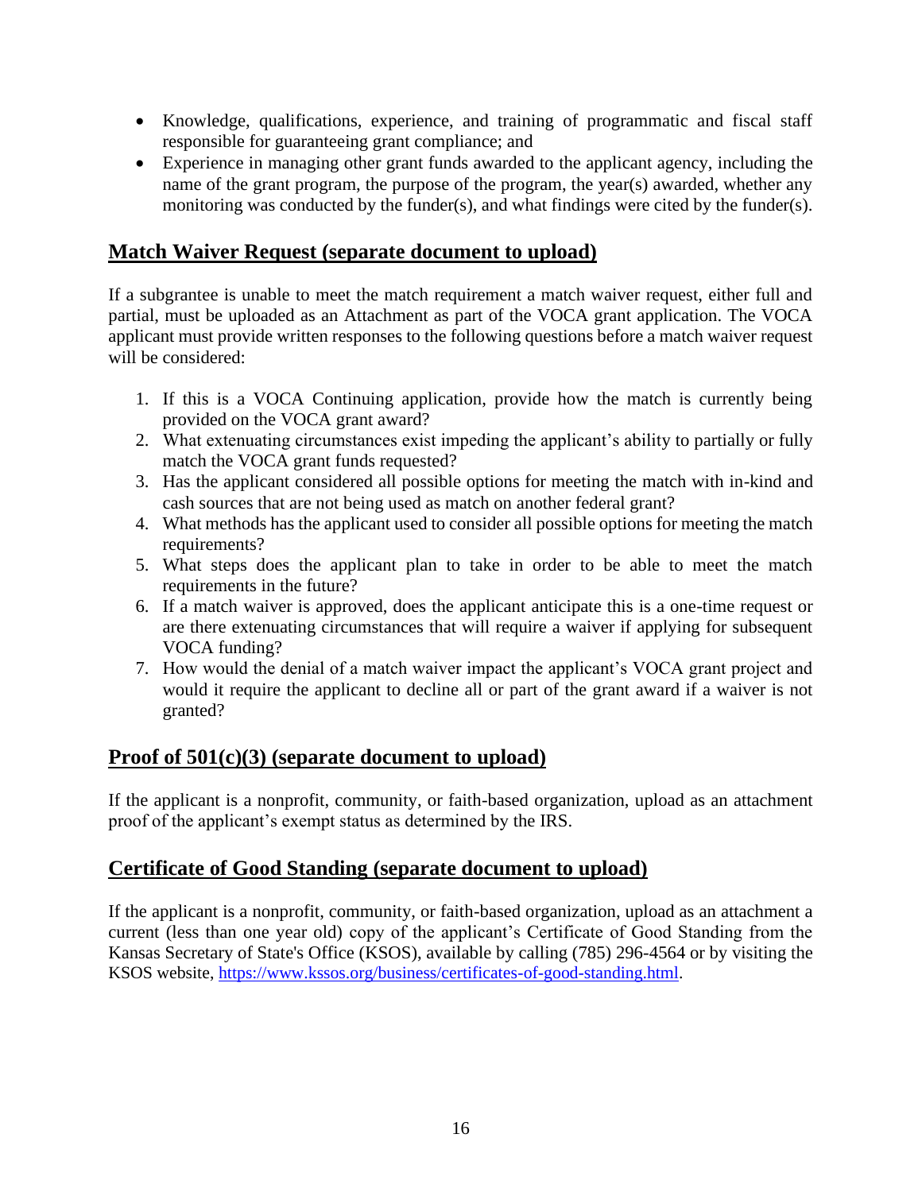- Knowledge, qualifications, experience, and training of programmatic and fiscal staff responsible for guaranteeing grant compliance; and
- Experience in managing other grant funds awarded to the applicant agency, including the name of the grant program, the purpose of the program, the year(s) awarded, whether any monitoring was conducted by the funder(s), and what findings were cited by the funder(s).

## Match Waiver Request (separate document to upload)

If a subgrantee is unable to meet the match requirement a match waiver request, either full and partial, must be uploaded as an Attachment as part of the VOCA grant application. The VOCA applicant must provide written responses to the following questions before a match waiver request will be considered:

1. If this is a VOCA Continuing application, provide how the match is currently being provided on the VOCA grant award?
2. What extenuating circumstances exist impeding the applicant's ability to partially or fully match the VOCA grant funds requested?
3. Has the applicant considered all possible options for meeting the match with in-kind and cash sources that are not being used as match on another federal grant?
4. What methods has the applicant used to consider all possible options for meeting the match requirements?
5. What steps does the applicant plan to take in order to be able to meet the match requirements in the future?
6. If a match waiver is approved, does the applicant anticipate this is a one-time request or are there extenuating circumstances that will require a waiver if applying for subsequent VOCA funding?
7. How would the denial of a match waiver impact the applicant's VOCA grant project and would it require the applicant to decline all or part of the grant award if a waiver is not granted?

## Proof of 501(c)(3) (separate document to upload)

If the applicant is a nonprofit, community, or faith-based organization, upload as an attachment proof of the applicant's exempt status as determined by the IRS.

## Certificate of Good Standing (separate document to upload)

If the applicant is a nonprofit, community, or faith-based organization, upload as an attachment a current (less than one year old) copy of the applicant's Certificate of Good Standing from the Kansas Secretary of State's Office (KSOS), available by calling (785) 296-4564 or by visiting the KSOS website, https://www.kssos.org/business/certificates-of-good-standing.html.